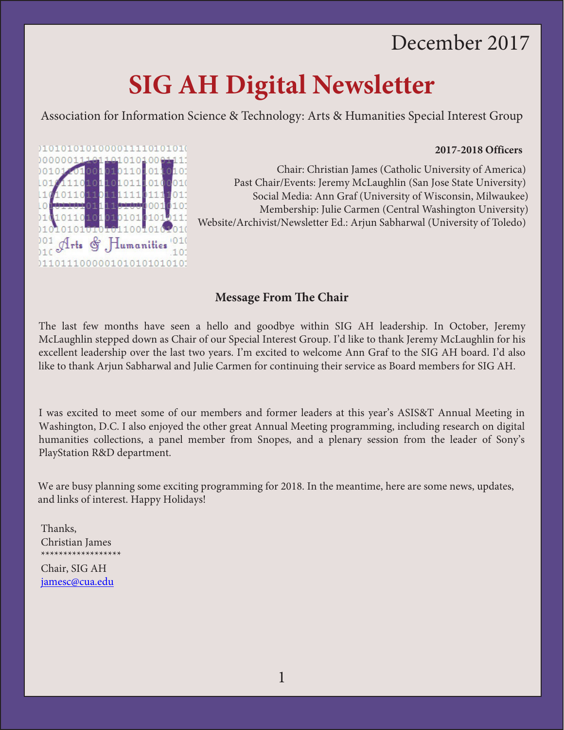December 2017

# SIG AH Digital Newsletter

Association for Information Science & Technology: Arts & Humanities Special Interest Group

**2017-2018 Officers**

Chair: Christian James (Catholic University of America)
Past Chair/Events: Jeremy McLaughlin (San Jose State University)
Social Media: Ann Graf (University of Wisconsin, Milwaukee)
Membership: Julie Carmen (Central Washington University)
Website/Archivist/Newsletter Ed.: Arjun Sabharwal (University of Toledo)

## Message From The Chair

The last few months have seen a hello and goodbye within SIG AH leadership. In October, Jeremy McLaughlin stepped down as Chair of our Special Interest Group. I'd like to thank Jeremy McLaughlin for his excellent leadership over the last two years. I'm excited to welcome Ann Graf to the SIG AH board. I'd also like to thank Arjun Sabharwal and Julie Carmen for continuing their service as Board members for SIG AH.

I was excited to meet some of our members and former leaders at this year's ASIS&T Annual Meeting in Washington, D.C. I also enjoyed the other great Annual Meeting programming, including research on digital humanities collections, a panel member from Snopes, and a plenary session from the leader of Sony's PlayStation R&D department.

We are busy planning some exciting programming for 2018. In the meantime, here are some news, updates, and links of interest. Happy Holidays!

Thanks,
Christian James
******************
Chair, SIG AH
jamesc@cua.edu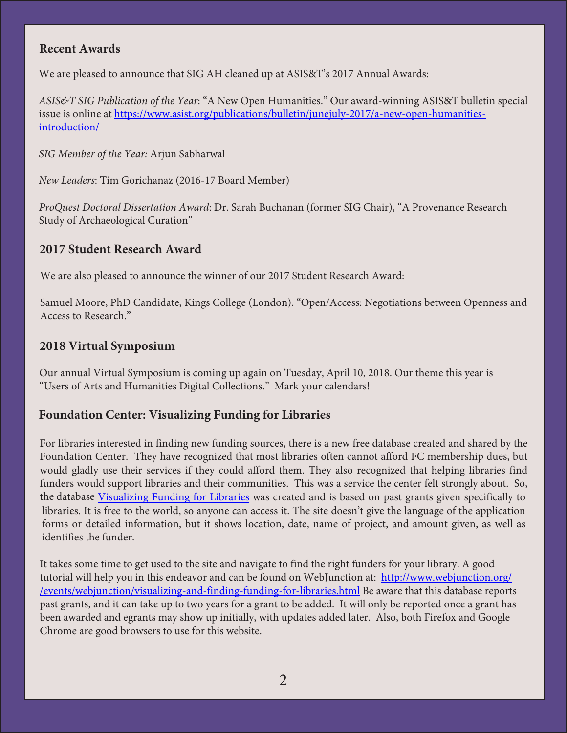## Recent Awards

We are pleased to announce that SIG AH cleaned up at ASIS&T's 2017 Annual Awards:

*ASIS&T SIG Publication of the Year*: "A New Open Humanities." Our award-winning ASIS&T bulletin special issue is online at [https://www.asist.org/publications/bulletin/junejuly-2017/a-new-open-humanities-introduction/](https://www.asist.org/publications/bulletin/junejuly-2017/a-new-open-humanities-introduction/)

*SIG Member of the Year:* Arjun Sabharwal

*New Leaders*: Tim Gorichanaz (2016-17 Board Member)

*ProQuest Doctoral Dissertation Award*: Dr. Sarah Buchanan (former SIG Chair), "A Provenance Research Study of Archaeological Curation"

## 2017 Student Research Award

We are also pleased to announce the winner of our 2017 Student Research Award:

Samuel Moore, PhD Candidate, Kings College (London). "Open/Access: Negotiations between Openness and Access to Research."

## 2018 Virtual Symposium

Our annual Virtual Symposium is coming up again on Tuesday, April 10, 2018. Our theme this year is "Users of Arts and Humanities Digital Collections." Mark your calendars!

## Foundation Center: Visualizing Funding for Libraries

For libraries interested in finding new funding sources, there is a new free database created and shared by the Foundation Center. They have recognized that most libraries often cannot afford FC membership dues, but would gladly use their services if they could afford them. They also recognized that helping libraries find funders would support libraries and their communities. This was a service the center felt strongly about. So, the database Visualizing Funding for Libraries was created and is based on past grants given specifically to libraries. It is free to the world, so anyone can access it. The site doesn't give the language of the application forms or detailed information, but it shows location, date, name of project, and amount given, as well as identifies the funder.

It takes some time to get used to the site and navigate to find the right funders for your library. A good tutorial will help you in this endeavor and can be found on WebJunction at: [http://www.webjunction.org//events/webjunction/visualizing-and-finding-funding-for-libraries.html](http://www.webjunction.org//events/webjunction/visualizing-and-finding-funding-for-libraries.html) Be aware that this database reports past grants, and it can take up to two years for a grant to be added. It will only be reported once a grant has been awarded and egrants may show up initially, with updates added later. Also, both Firefox and Google Chrome are good browsers to use for this website.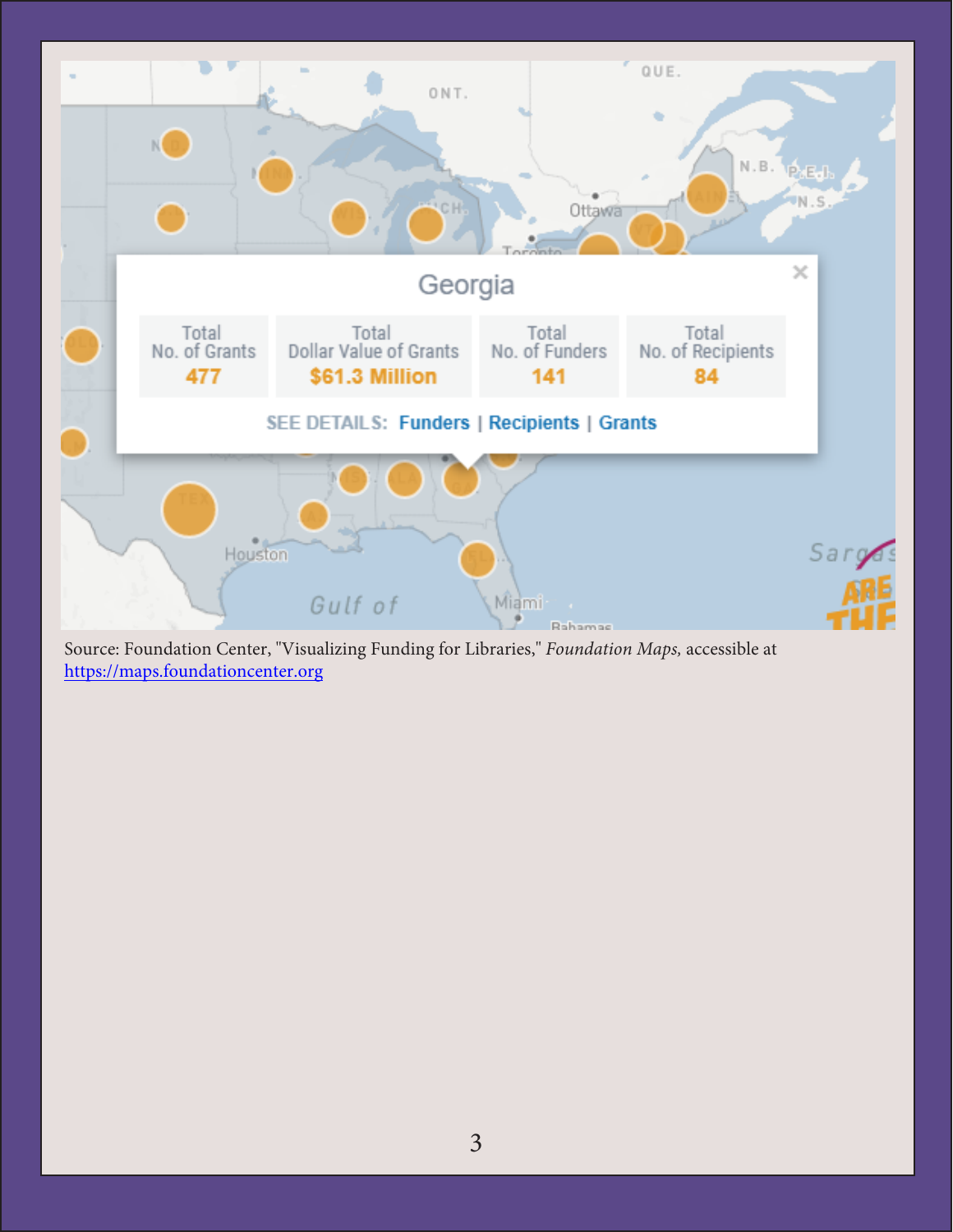Georgia

Total No. of Grants
477

Total Dollar Value of Grants
$61.3 Million

Total No. of Funders
141

Total No. of Recipients
84

SEE DETAILS: Funders | Recipients | Grants

Source: Foundation Center, "Visualizing Funding for Libraries," *Foundation Maps,* accessible at https://maps.foundationcenter.org